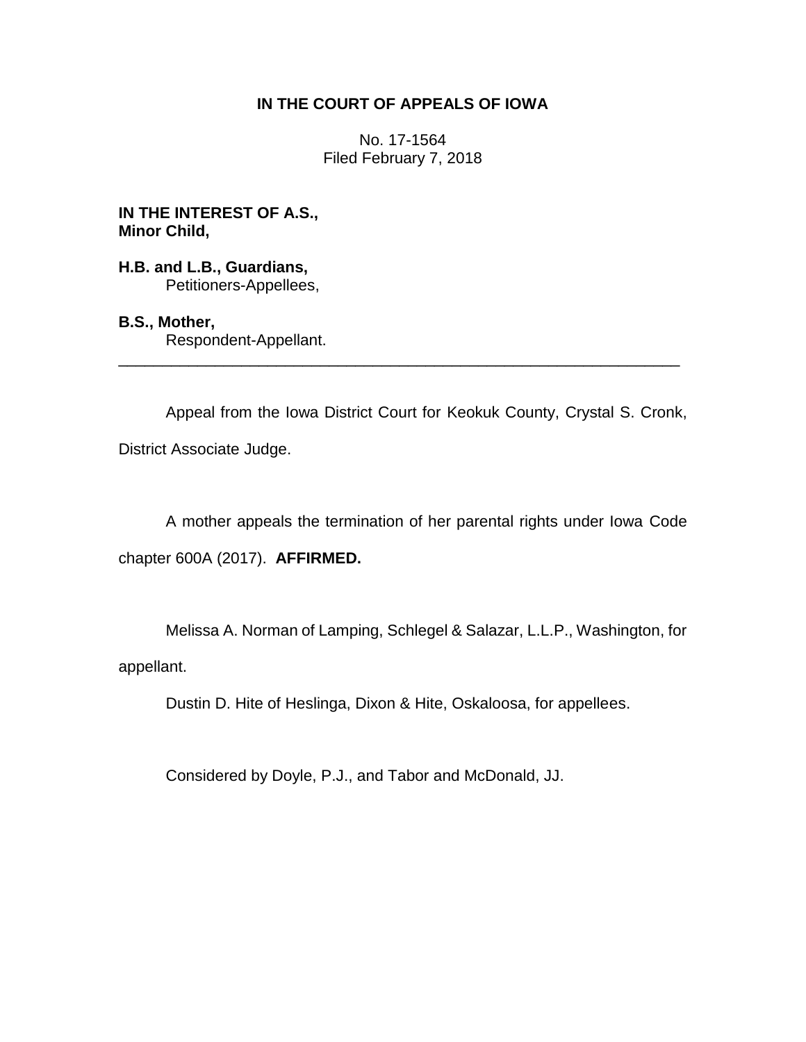**IN THE COURT OF APPEALS OF IOWA**

No. 17-1564
Filed February 7, 2018

**IN THE INTEREST OF A.S.,
Minor Child,**

**H.B. and L.B., Guardians,**
Petitioners-Appellees,

**B.S., Mother,**
Respondent-Appellant.

---

Appeal from the Iowa District Court for Keokuk County, Crystal S. Cronk, District Associate Judge.

A mother appeals the termination of her parental rights under Iowa Code chapter 600A (2017). **AFFIRMED.**

Melissa A. Norman of Lamping, Schlegel & Salazar, L.L.P., Washington, for appellant.

Dustin D. Hite of Heslinga, Dixon & Hite, Oskaloosa, for appellees.

Considered by Doyle, P.J., and Tabor and McDonald, JJ.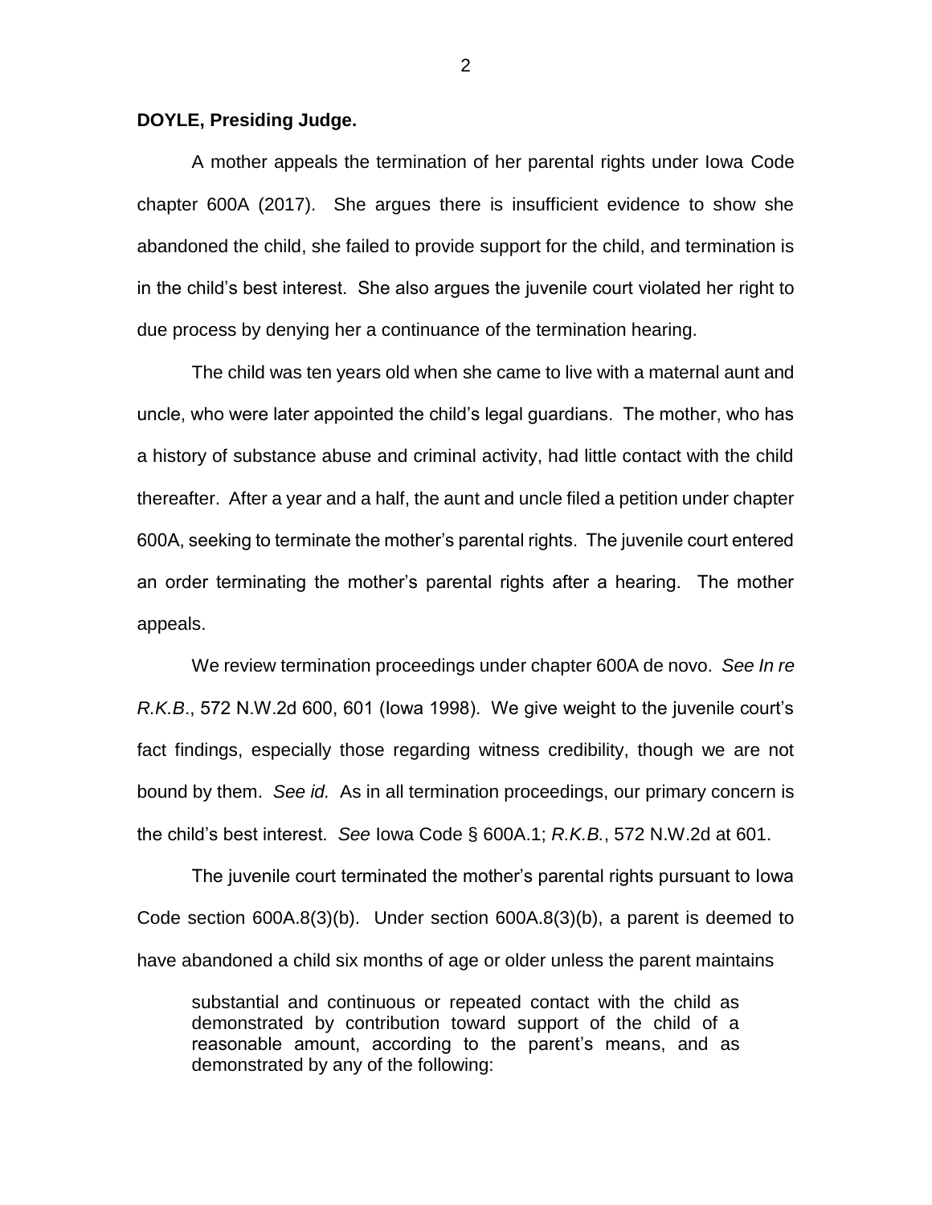**DOYLE, Presiding Judge.**

A mother appeals the termination of her parental rights under Iowa Code chapter 600A (2017). She argues there is insufficient evidence to show she abandoned the child, she failed to provide support for the child, and termination is in the child's best interest. She also argues the juvenile court violated her right to due process by denying her a continuance of the termination hearing.

The child was ten years old when she came to live with a maternal aunt and uncle, who were later appointed the child's legal guardians. The mother, who has a history of substance abuse and criminal activity, had little contact with the child thereafter. After a year and a half, the aunt and uncle filed a petition under chapter 600A, seeking to terminate the mother's parental rights. The juvenile court entered an order terminating the mother's parental rights after a hearing. The mother appeals.

We review termination proceedings under chapter 600A de novo. *See In re R.K.B*., 572 N.W.2d 600, 601 (Iowa 1998). We give weight to the juvenile court's fact findings, especially those regarding witness credibility, though we are not bound by them. *See id.* As in all termination proceedings, our primary concern is the child's best interest. *See* Iowa Code § 600A.1; *R.K.B.*, 572 N.W.2d at 601.

The juvenile court terminated the mother's parental rights pursuant to Iowa Code section 600A.8(3)(b). Under section 600A.8(3)(b), a parent is deemed to have abandoned a child six months of age or older unless the parent maintains

> substantial and continuous or repeated contact with the child as demonstrated by contribution toward support of the child of a reasonable amount, according to the parent's means, and as demonstrated by any of the following: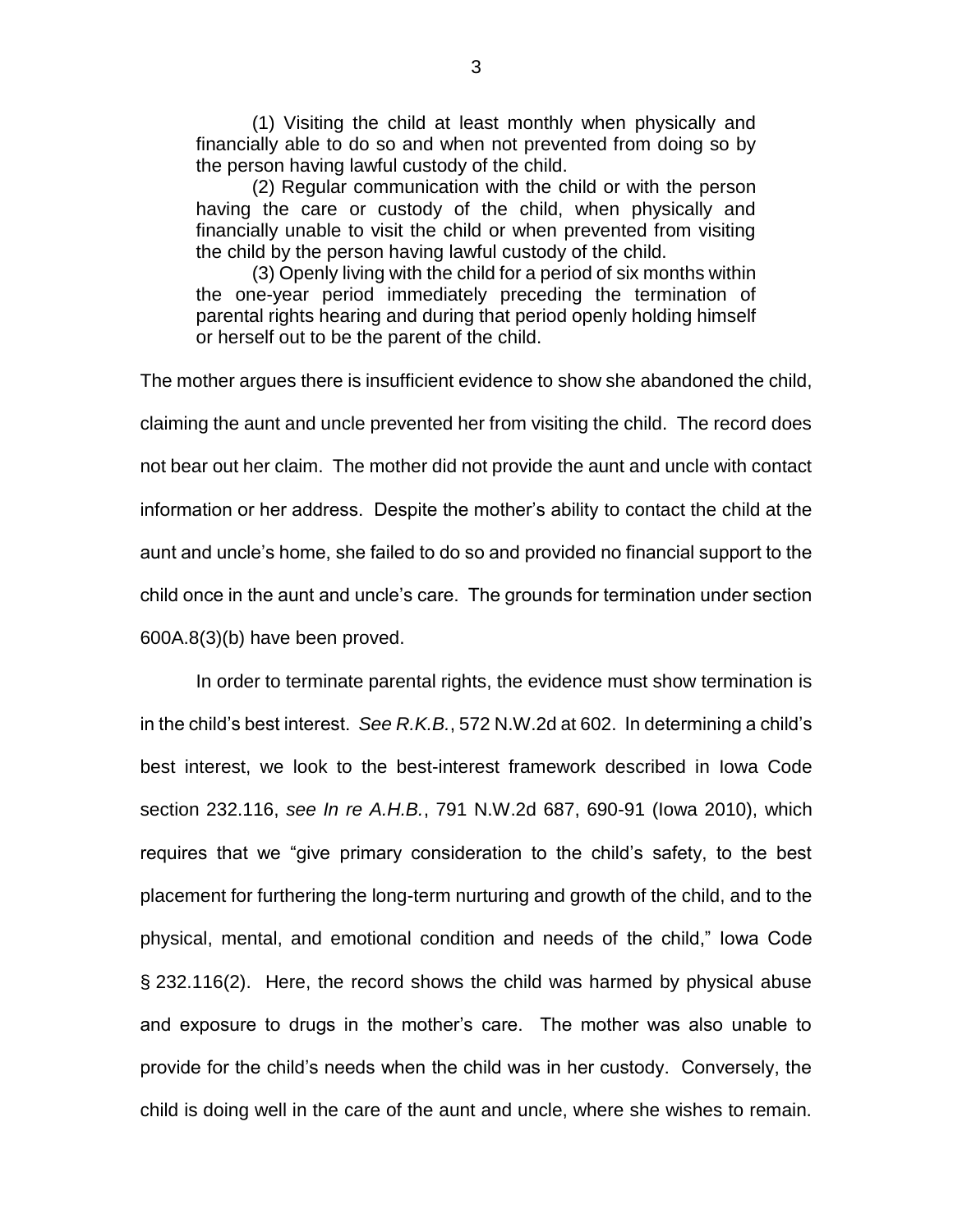> (1) Visiting the child at least monthly when physically and financially able to do so and when not prevented from doing so by the person having lawful custody of the child.
>
> (2) Regular communication with the child or with the person having the care or custody of the child, when physically and financially unable to visit the child or when prevented from visiting the child by the person having lawful custody of the child.
>
> (3) Openly living with the child for a period of six months within the one-year period immediately preceding the termination of parental rights hearing and during that period openly holding himself or herself out to be the parent of the child.

The mother argues there is insufficient evidence to show she abandoned the child, claiming the aunt and uncle prevented her from visiting the child. The record does not bear out her claim. The mother did not provide the aunt and uncle with contact information or her address. Despite the mother's ability to contact the child at the aunt and uncle's home, she failed to do so and provided no financial support to the child once in the aunt and uncle's care. The grounds for termination under section 600A.8(3)(b) have been proved.

In order to terminate parental rights, the evidence must show termination is in the child's best interest. *See R.K.B.*, 572 N.W.2d at 602. In determining a child's best interest, we look to the best-interest framework described in Iowa Code section 232.116, *see In re A.H.B.*, 791 N.W.2d 687, 690-91 (Iowa 2010), which requires that we "give primary consideration to the child's safety, to the best placement for furthering the long-term nurturing and growth of the child, and to the physical, mental, and emotional condition and needs of the child," Iowa Code § 232.116(2). Here, the record shows the child was harmed by physical abuse and exposure to drugs in the mother's care. The mother was also unable to provide for the child's needs when the child was in her custody. Conversely, the child is doing well in the care of the aunt and uncle, where she wishes to remain.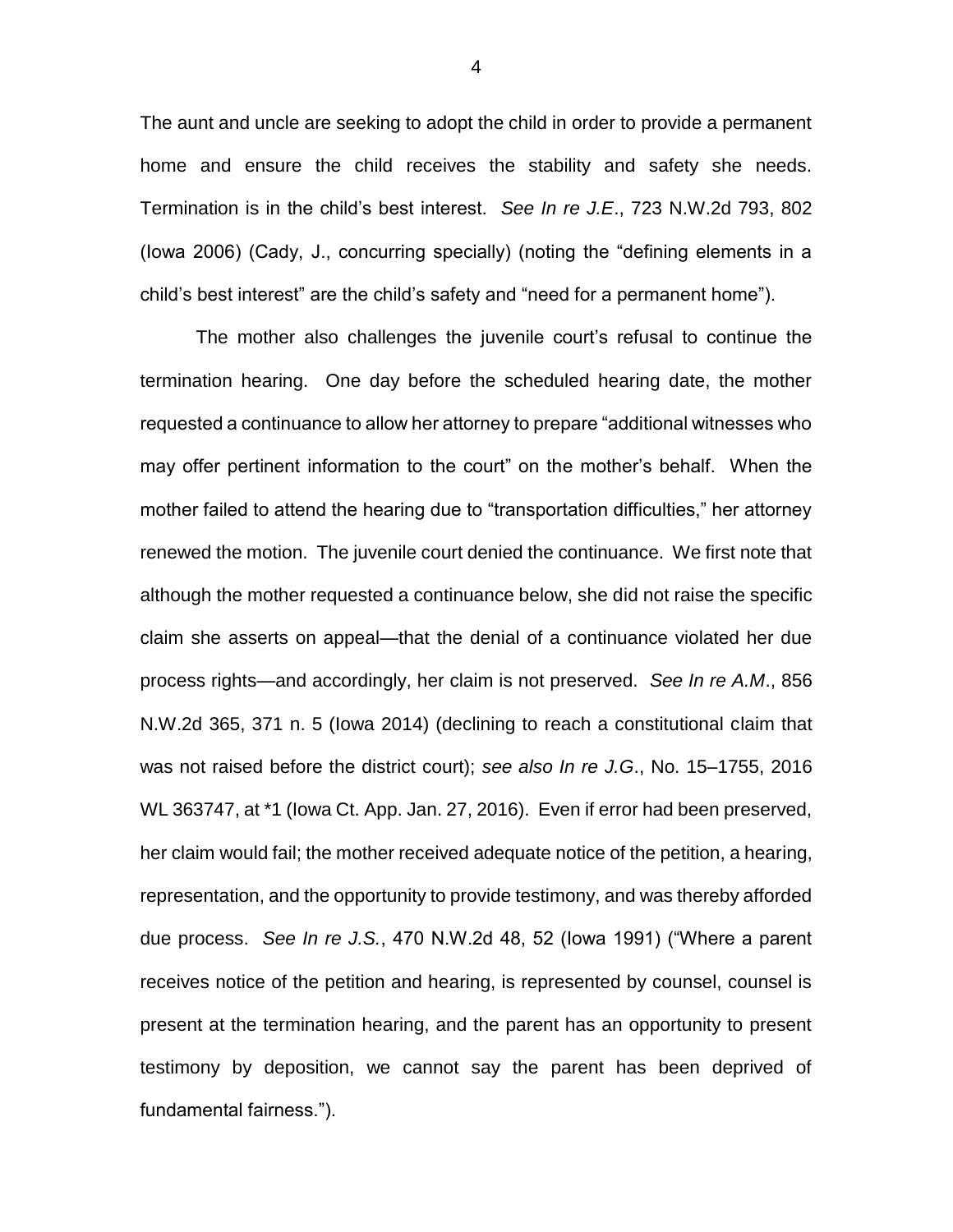The aunt and uncle are seeking to adopt the child in order to provide a permanent home and ensure the child receives the stability and safety she needs. Termination is in the child's best interest. *See In re J.E*., 723 N.W.2d 793, 802 (Iowa 2006) (Cady, J., concurring specially) (noting the "defining elements in a child's best interest" are the child's safety and "need for a permanent home").

The mother also challenges the juvenile court's refusal to continue the termination hearing. One day before the scheduled hearing date, the mother requested a continuance to allow her attorney to prepare "additional witnesses who may offer pertinent information to the court" on the mother's behalf. When the mother failed to attend the hearing due to "transportation difficulties," her attorney renewed the motion. The juvenile court denied the continuance. We first note that although the mother requested a continuance below, she did not raise the specific claim she asserts on appeal—that the denial of a continuance violated her due process rights—and accordingly, her claim is not preserved. *See In re A.M*., 856 N.W.2d 365, 371 n. 5 (Iowa 2014) (declining to reach a constitutional claim that was not raised before the district court); *see also In re J.G*., No. 15–1755, 2016 WL 363747, at *1 (Iowa Ct. App. Jan. 27, 2016). Even if error had been preserved, her claim would fail; the mother received adequate notice of the petition, a hearing, representation, and the opportunity to provide testimony, and was thereby afforded due process. *See In re J.S.*, 470 N.W.2d 48, 52 (Iowa 1991) ("Where a parent receives notice of the petition and hearing, is represented by counsel, counsel is present at the termination hearing, and the parent has an opportunity to present testimony by deposition, we cannot say the parent has been deprived of fundamental fairness.").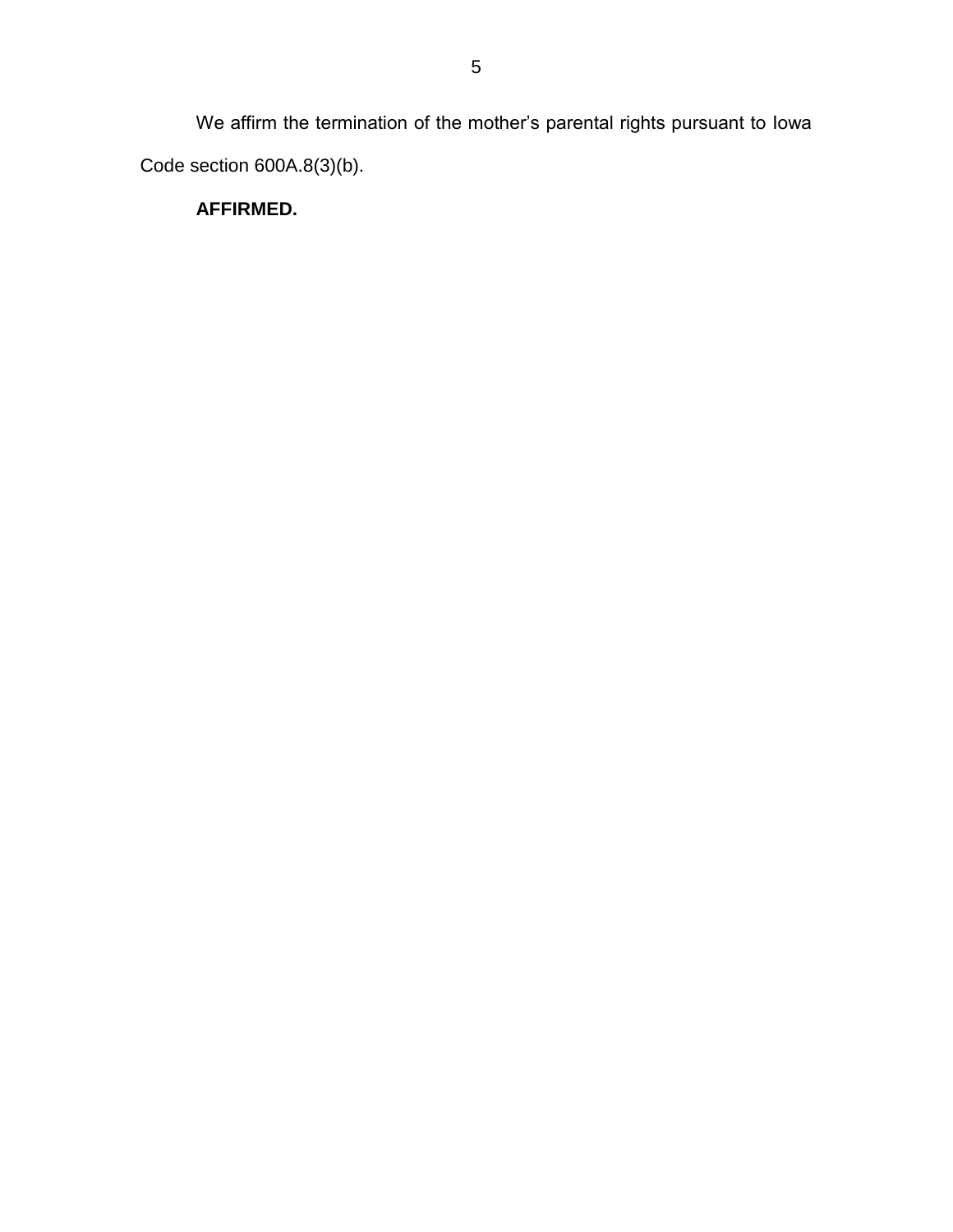We affirm the termination of the mother's parental rights pursuant to Iowa Code section 600A.8(3)(b).

**AFFIRMED.**